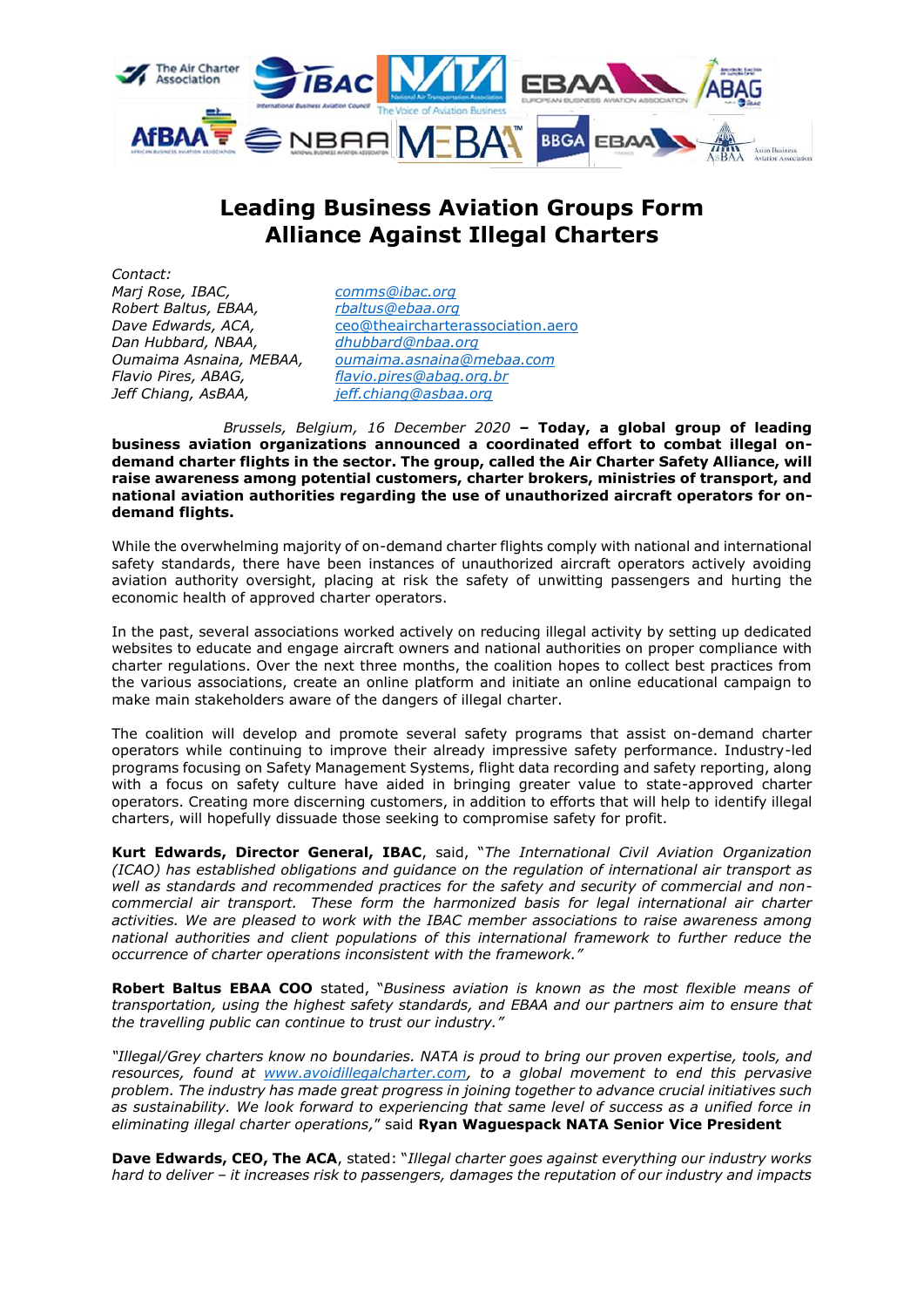# Leading Business Aviation Groups Form Alliance Against Illegal Charters

*Contact:*

| | |
|---|---|
| *Marj Rose, IBAC,* | comms@ibac.org |
| *Robert Baltus, EBAA,* | rbaltus@ebaa.org |
| *Dave Edwards, ACA,* | ceo@theaircharterassociation.aero |
| *Dan Hubbard, NBAA,* | dhubbard@nbaa.org |
| *Oumaima Asnaina, MEBAA,* | oumaima.asnaina@mebaa.com |
| *Flavio Pires, ABAG,* | flavio.pires@abag.org.br |
| *Jeff Chiang, AsBAA,* | jeff.chiang@asbaa.org |

*Brussels, Belgium, 16 December 2020* **– Today, a global group of leading business aviation organizations announced a coordinated effort to combat illegal on-demand charter flights in the sector. The group, called the Air Charter Safety Alliance, will raise awareness among potential customers, charter brokers, ministries of transport, and national aviation authorities regarding the use of unauthorized aircraft operators for on-demand flights.**

While the overwhelming majority of on-demand charter flights comply with national and international safety standards, there have been instances of unauthorized aircraft operators actively avoiding aviation authority oversight, placing at risk the safety of unwitting passengers and hurting the economic health of approved charter operators.

In the past, several associations worked actively on reducing illegal activity by setting up dedicated websites to educate and engage aircraft owners and national authorities on proper compliance with charter regulations. Over the next three months, the coalition hopes to collect best practices from the various associations, create an online platform and initiate an online educational campaign to make main stakeholders aware of the dangers of illegal charter.

The coalition will develop and promote several safety programs that assist on-demand charter operators while continuing to improve their already impressive safety performance. Industry-led programs focusing on Safety Management Systems, flight data recording and safety reporting, along with a focus on safety culture have aided in bringing greater value to state-approved charter operators. Creating more discerning customers, in addition to efforts that will help to identify illegal charters, will hopefully dissuade those seeking to compromise safety for profit.

**Kurt Edwards, Director General, IBAC**, said, "*The International Civil Aviation Organization (ICAO) has established obligations and guidance on the regulation of international air transport as well as standards and recommended practices for the safety and security of commercial and non-commercial air transport. These form the harmonized basis for legal international air charter activities. We are pleased to work with the IBAC member associations to raise awareness among national authorities and client populations of this international framework to further reduce the occurrence of charter operations inconsistent with the framework."*

**Robert Baltus EBAA COO** stated, "*Business aviation is known as the most flexible means of transportation, using the highest safety standards, and EBAA and our partners aim to ensure that the travelling public can continue to trust our industry."*

*"Illegal/Grey charters know no boundaries. NATA is proud to bring our proven expertise, tools, and resources, found at www.avoidillegalcharter.com, to a global movement to end this pervasive problem. The industry has made great progress in joining together to advance crucial initiatives such as sustainability. We look forward to experiencing that same level of success as a unified force in eliminating illegal charter operations,*" said **Ryan Waguespack NATA Senior Vice President**

**Dave Edwards, CEO, The ACA**, stated: "*Illegal charter goes against everything our industry works hard to deliver – it increases risk to passengers, damages the reputation of our industry and impacts*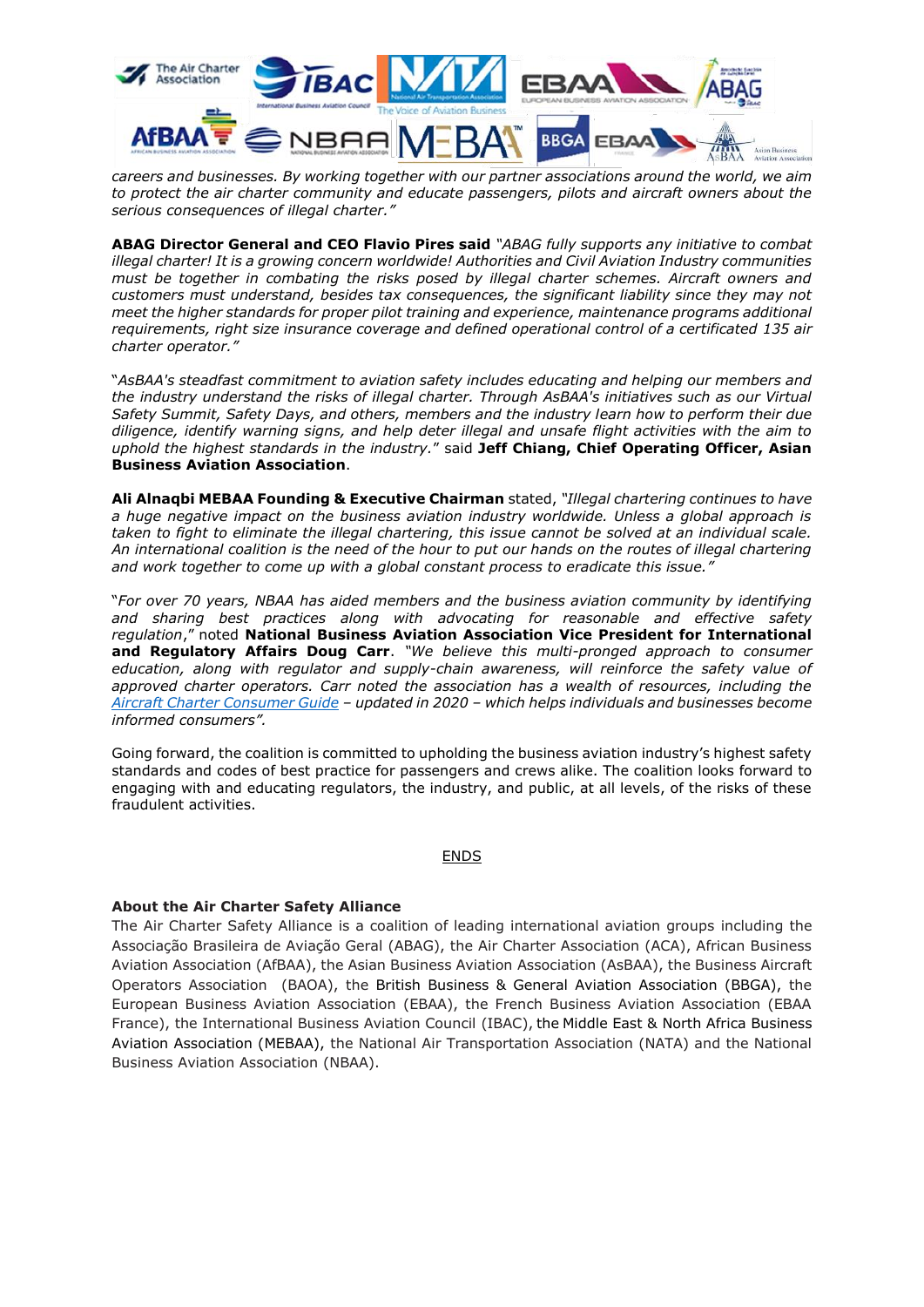*careers and businesses. By working together with our partner associations around the world, we aim to protect the air charter community and educate passengers, pilots and aircraft owners about the serious consequences of illegal charter."*

**ABAG Director General and CEO Flavio Pires said** *"ABAG fully supports any initiative to combat illegal charter! It is a growing concern worldwide! Authorities and Civil Aviation Industry communities must be together in combating the risks posed by illegal charter schemes. Aircraft owners and customers must understand, besides tax consequences, the significant liability since they may not meet the higher standards for proper pilot training and experience, maintenance programs additional requirements, right size insurance coverage and defined operational control of a certificated 135 air charter operator."*

"*AsBAA's steadfast commitment to aviation safety includes educating and helping our members and the industry understand the risks of illegal charter. Through AsBAA's initiatives such as our Virtual Safety Summit, Safety Days, and others, members and the industry learn how to perform their due diligence, identify warning signs, and help deter illegal and unsafe flight activities with the aim to uphold the highest standards in the industry.*" said **Jeff Chiang, Chief Operating Officer, Asian Business Aviation Association**.

**Ali Alnaqbi MEBAA Founding & Executive Chairman** stated, *"Illegal chartering continues to have a huge negative impact on the business aviation industry worldwide. Unless a global approach is taken to fight to eliminate the illegal chartering, this issue cannot be solved at an individual scale. An international coalition is the need of the hour to put our hands on the routes of illegal chartering and work together to come up with a global constant process to eradicate this issue."*

"*For over 70 years, NBAA has aided members and the business aviation community by identifying and sharing best practices along with advocating for reasonable and effective safety regulation*," noted **National Business Aviation Association Vice President for International and Regulatory Affairs Doug Carr**. *"We believe this multi-pronged approach to consumer education, along with regulator and supply-chain awareness, will reinforce the safety value of approved charter operators. Carr noted the association has a wealth of resources, including the [Aircraft Charter Consumer Guide]() – updated in 2020 – which helps individuals and businesses become informed consumers".*

Going forward, the coalition is committed to upholding the business aviation industry's highest safety standards and codes of best practice for passengers and crews alike. The coalition looks forward to engaging with and educating regulators, the industry, and public, at all levels, of the risks of these fraudulent activities.

ENDS

**About the Air Charter Safety Alliance**

The Air Charter Safety Alliance is a coalition of leading international aviation groups including the Associação Brasileira de Aviação Geral (ABAG), the Air Charter Association (ACA), African Business Aviation Association (AfBAA), the Asian Business Aviation Association (AsBAA), the Business Aircraft Operators Association (BAOA), the British Business & General Aviation Association (BBGA), the European Business Aviation Association (EBAA), the French Business Aviation Association (EBAA France), the International Business Aviation Council (IBAC), the Middle East & North Africa Business Aviation Association (MEBAA), the National Air Transportation Association (NATA) and the National Business Aviation Association (NBAA).